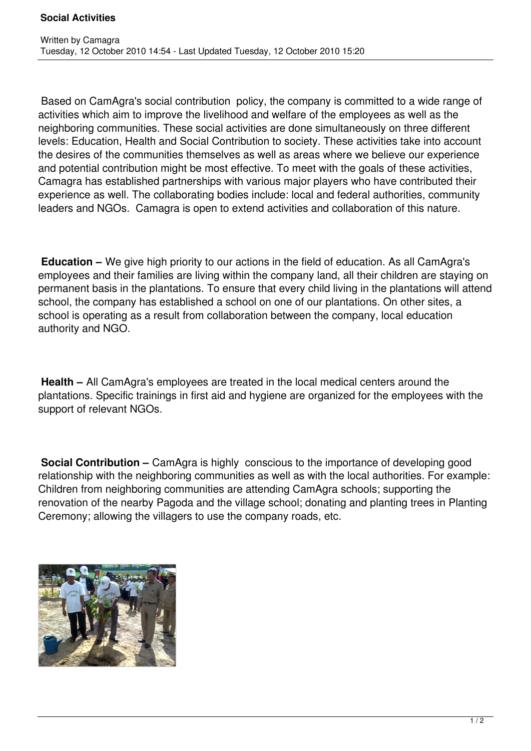# Social Activities

Written by Camagra
Tuesday, 12 October 2010 14:54 - Last Updated Tuesday, 12 October 2010 15:20

Based on CamAgra's social contribution policy, the company is committed to a wide range of activities which aim to improve the livelihood and welfare of the employees as well as the neighboring communities. These social activities are done simultaneously on three different levels: Education, Health and Social Contribution to society. These activities take into account the desires of the communities themselves as well as areas where we believe our experience and potential contribution might be most effective. To meet with the goals of these activities, Camagra has established partnerships with various major players who have contributed their experience as well. The collaborating bodies include: local and federal authorities, community leaders and NGOs. Camagra is open to extend activities and collaboration of this nature.

**Education –** We give high priority to our actions in the field of education. As all CamAgra's employees and their families are living within the company land, all their children are staying on permanent basis in the plantations. To ensure that every child living in the plantations will attend school, the company has established a school on one of our plantations. On other sites, a school is operating as a result from collaboration between the company, local education authority and NGO.

**Health –** All CamAgra's employees are treated in the local medical centers around the plantations. Specific trainings in first aid and hygiene are organized for the employees with the support of relevant NGOs.

**Social Contribution –** CamAgra is highly conscious to the importance of developing good relationship with the neighboring communities as well as with the local authorities. For example: Children from neighboring communities are attending CamAgra schools; supporting the renovation of the nearby Pagoda and the village school; donating and planting trees in Planting Ceremony; allowing the villagers to use the company roads, etc.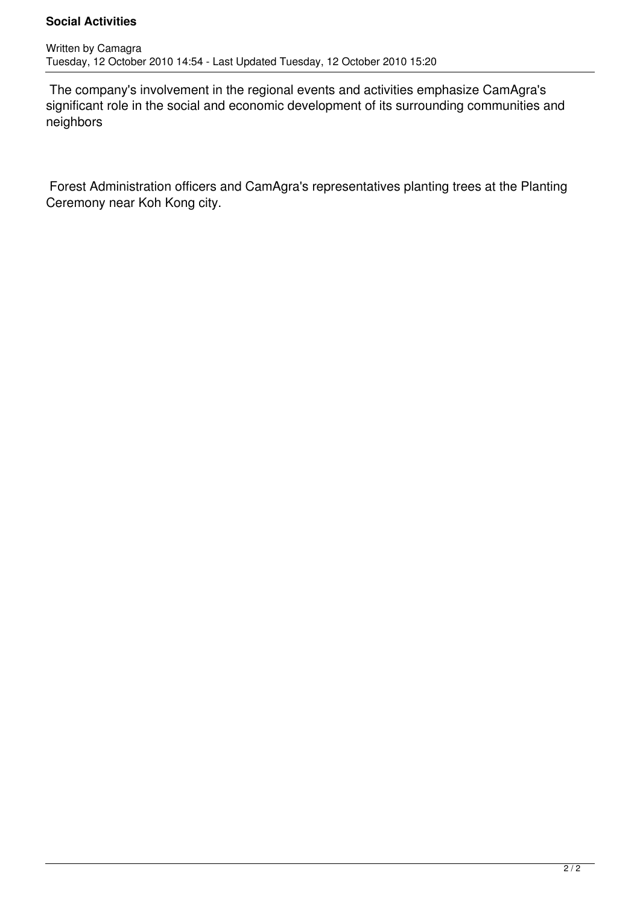The company's involvement in the regional events and activities emphasize CamAgra's significant role in the social and economic development of its surrounding communities and neighbors

Forest Administration officers and CamAgra's representatives planting trees at the Planting Ceremony near Koh Kong city.